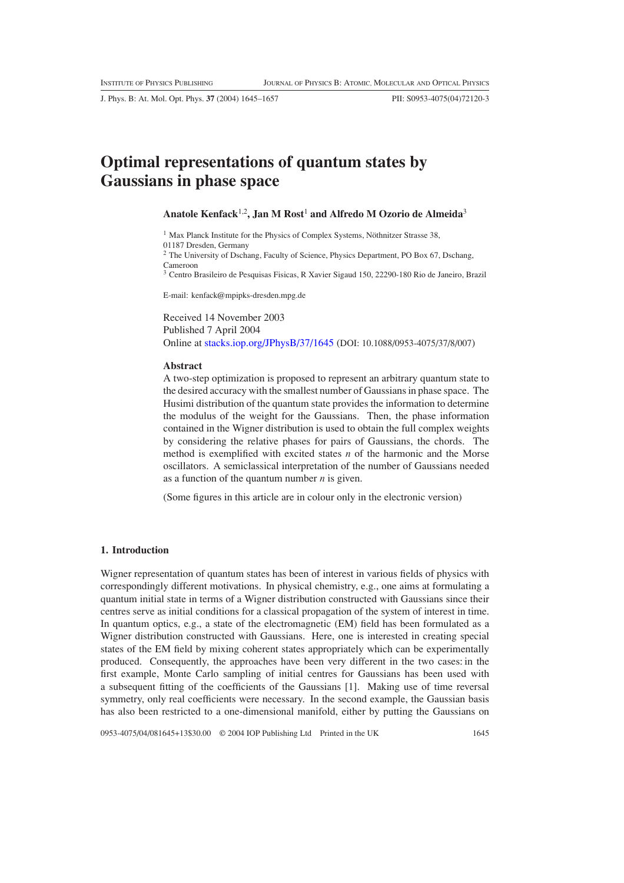# Optimal representations of quantum states by Gaussians in phase space

**Anatole Kenfack[1,2], Jan M Rost[1] and Alfredo M Ozorio de Almeida[3]**

[1] Max Planck Institute for the Physics of Complex Systems, Nöthnitzer Strasse 38, 01187 Dresden, Germany

[2] The University of Dschang, Faculty of Science, Physics Department, PO Box 67, Dschang, Cameroon

[3] Centro Brasileiro de Pesquisas Fisicas, R Xavier Sigaud 150, 22290-180 Rio de Janeiro, Brazil

E-mail: kenfack@mpipks-dresden.mpg.de

Received 14 November 2003
Published 7 April 2004
Online at stacks.iop.org/JPhysB/37/1645 (DOI: 10.1088/0953-4075/37/8/007)

### Abstract

A two-step optimization is proposed to represent an arbitrary quantum state to the desired accuracy with the smallest number of Gaussians in phase space. The Husimi distribution of the quantum state provides the information to determine the modulus of the weight for the Gaussians. Then, the phase information contained in the Wigner distribution is used to obtain the full complex weights by considering the relative phases for pairs of Gaussians, the chords. The method is exemplified with excited states $n$ of the harmonic and the Morse oscillators. A semiclassical interpretation of the number of Gaussians needed as a function of the quantum number $n$ is given.

(Some figures in this article are in colour only in the electronic version)

## 1. Introduction

Wigner representation of quantum states has been of interest in various fields of physics with correspondingly different motivations. In physical chemistry, e.g., one aims at formulating a quantum initial state in terms of a Wigner distribution constructed with Gaussians since their centres serve as initial conditions for a classical propagation of the system of interest in time. In quantum optics, e.g., a state of the electromagnetic (EM) field has been formulated as a Wigner distribution constructed with Gaussians. Here, one is interested in creating special states of the EM field by mixing coherent states appropriately which can be experimentally produced. Consequently, the approaches have been very different in the two cases: in the first example, Monte Carlo sampling of initial centres for Gaussians has been used with a subsequent fitting of the coefficients of the Gaussians [1]. Making use of time reversal symmetry, only real coefficients were necessary. In the second example, the Gaussian basis has also been restricted to a one-dimensional manifold, either by putting the Gaussians on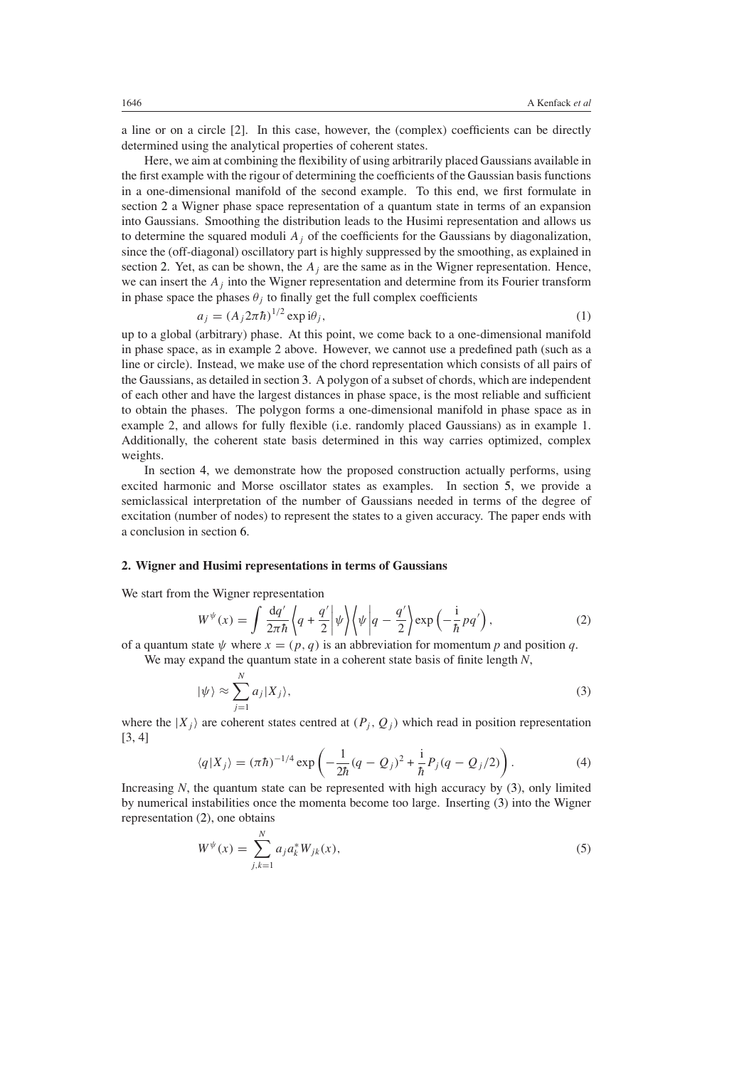a line or on a circle [2]. In this case, however, the (complex) coefficients can be directly determined using the analytical properties of coherent states.

Here, we aim at combining the flexibility of using arbitrarily placed Gaussians available in the first example with the rigour of determining the coefficients of the Gaussian basis functions in a one-dimensional manifold of the second example. To this end, we first formulate in section 2 a Wigner phase space representation of a quantum state in terms of an expansion into Gaussians. Smoothing the distribution leads to the Husimi representation and allows us to determine the squared moduli $A_j$ of the coefficients for the Gaussians by diagonalization, since the (off-diagonal) oscillatory part is highly suppressed by the smoothing, as explained in section 2. Yet, as can be shown, the $A_j$ are the same as in the Wigner representation. Hence, we can insert the $A_j$ into the Wigner representation and determine from its Fourier transform in phase space the phases $\theta_j$ to finally get the full complex coefficients

$$a_j = (A_j 2\pi\hbar)^{1/2} \exp \mathrm{i}\theta_j, \tag{1}$$

up to a global (arbitrary) phase. At this point, we come back to a one-dimensional manifold in phase space, as in example 2 above. However, we cannot use a predefined path (such as a line or circle). Instead, we make use of the chord representation which consists of all pairs of the Gaussians, as detailed in section 3. A polygon of a subset of chords, which are independent of each other and have the largest distances in phase space, is the most reliable and sufficient to obtain the phases. The polygon forms a one-dimensional manifold in phase space as in example 2, and allows for fully flexible (i.e. randomly placed Gaussians) as in example 1. Additionally, the coherent state basis determined in this way carries optimized, complex weights.

In section 4, we demonstrate how the proposed construction actually performs, using excited harmonic and Morse oscillator states as examples. In section 5, we provide a semiclassical interpretation of the number of Gaussians needed in terms of the degree of excitation (number of nodes) to represent the states to a given accuracy. The paper ends with a conclusion in section 6.

## 2. Wigner and Husimi representations in terms of Gaussians

We start from the Wigner representation

$$W^{\psi}(x) = \int \frac{\mathrm{d}q'}{2\pi\hbar} \left\langle q + \frac{q'}{2} \middle| \psi \right\rangle \left\langle \psi \middle| q - \frac{q'}{2} \right\rangle \exp\left(-\frac{\mathrm{i}}{\hbar} p q'\right), \tag{2}$$

of a quantum state $\psi$ where $x = (p, q)$ is an abbreviation for momentum $p$ and position $q$.

We may expand the quantum state in a coherent state basis of finite length $N$,

$$|\psi\rangle \approx \sum_{j=1}^{N} a_j |X_j\rangle, \tag{3}$$

where the $|X_j\rangle$ are coherent states centred at $(P_j, Q_j)$ which read in position representation [3, 4]

$$\langle q | X_j \rangle = (\pi\hbar)^{-1/4} \exp\left(-\frac{1}{2\hbar}(q - Q_j)^2 + \frac{\mathrm{i}}{\hbar} P_j (q - Q_j/2)\right). \tag{4}$$

Increasing $N$, the quantum state can be represented with high accuracy by (3), only limited by numerical instabilities once the momenta become too large. Inserting (3) into the Wigner representation (2), one obtains

$$W^{\psi}(x) = \sum_{j,k=1}^{N} a_j a_k^* W_{jk}(x), \tag{5}$$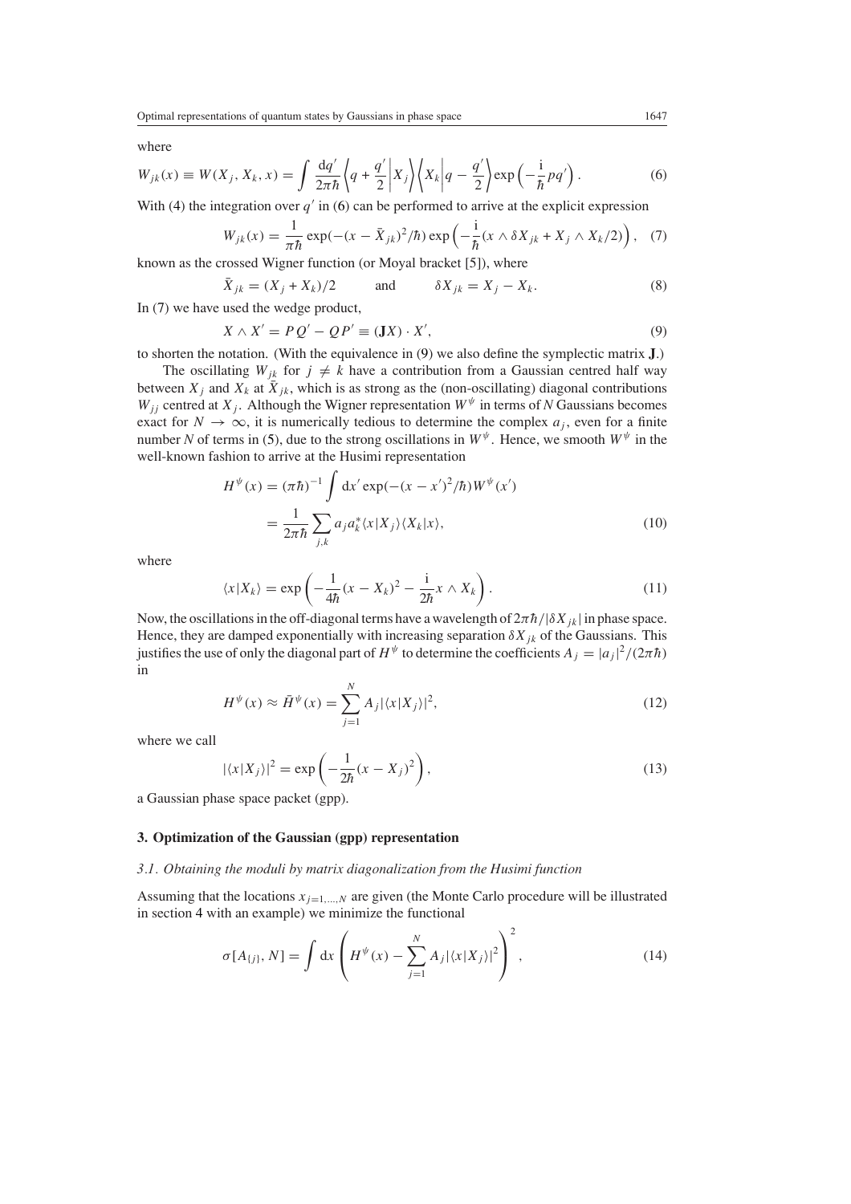where

$$W_{jk}(x) \equiv W(X_j, X_k, x) = \int \frac{dq'}{2\pi\hbar} \left\langle q + \frac{q'}{2} \middle| X_j \right\rangle \left\langle X_k \middle| q - \frac{q'}{2} \right\rangle \exp\left(-\frac{i}{\hbar} p q'\right). \tag{6}$$

With (4) the integration over $q'$ in (6) can be performed to arrive at the explicit expression

$$W_{jk}(x) = \frac{1}{\pi\hbar} \exp(-(x - \bar{X}_{jk})^2/\hbar) \exp\left(-\frac{i}{\hbar}(x \wedge \delta X_{jk} + X_j \wedge X_k/2)\right), \tag{7}$$

known as the crossed Wigner function (or Moyal bracket [5]), where

$$\bar{X}_{jk} = (X_j + X_k)/2 \qquad \text{and} \qquad \delta X_{jk} = X_j - X_k. \tag{8}$$

In (7) we have used the wedge product,

$$X \wedge X' = PQ' - QP' \equiv (\mathbf{J}X) \cdot X', \tag{9}$$

to shorten the notation. (With the equivalence in (9) we also define the symplectic matrix $\mathbf{J}$.)

The oscillating $W_{jk}$ for $j \neq k$ have a contribution from a Gaussian centred half way between $X_j$ and $X_k$ at $\bar{X}_{jk}$, which is as strong as the (non-oscillating) diagonal contributions $W_{jj}$ centred at $X_j$. Although the Wigner representation $W^\psi$ in terms of $N$ Gaussians becomes exact for $N \to \infty$, it is numerically tedious to determine the complex $a_j$, even for a finite number $N$ of terms in (5), due to the strong oscillations in $W^\psi$. Hence, we smooth $W^\psi$ in the well-known fashion to arrive at the Husimi representation

$$\begin{aligned} H^\psi(x) &= (\pi\hbar)^{-1} \int dx' \exp(-(x - x')^2/\hbar) W^\psi(x') \\ &= \frac{1}{2\pi\hbar} \sum_{j,k} a_j a_k^* \langle x | X_j \rangle \langle X_k | x \rangle, \end{aligned} \tag{10}$$

where

$$\langle x | X_k \rangle = \exp\left(-\frac{1}{4\hbar}(x - X_k)^2 - \frac{i}{2\hbar} x \wedge X_k\right). \tag{11}$$

Now, the oscillations in the off-diagonal terms have a wavelength of $2\pi\hbar/|\delta X_{jk}|$ in phase space. Hence, they are damped exponentially with increasing separation $\delta X_{jk}$ of the Gaussians. This justifies the use of only the diagonal part of $H^\psi$ to determine the coefficients $A_j = |a_j|^2/(2\pi\hbar)$ in

$$H^\psi(x) \approx \bar{H}^\psi(x) = \sum_{j=1}^{N} A_j |\langle x | X_j \rangle|^2, \tag{12}$$

where we call

$$|\langle x | X_j \rangle|^2 = \exp\left(-\frac{1}{2\hbar}(x - X_j)^2\right), \tag{13}$$

a Gaussian phase space packet (gpp).

## 3. Optimization of the Gaussian (gpp) representation

### *3.1. Obtaining the moduli by matrix diagonalization from the Husimi function*

Assuming that the locations $x_{j=1,\ldots,N}$ are given (the Monte Carlo procedure will be illustrated in section 4 with an example) we minimize the functional

$$\sigma[A_{\{j\}}, N] = \int dx \left( H^\psi(x) - \sum_{j=1}^{N} A_j |\langle x | X_j \rangle|^2 \right)^2, \tag{14}$$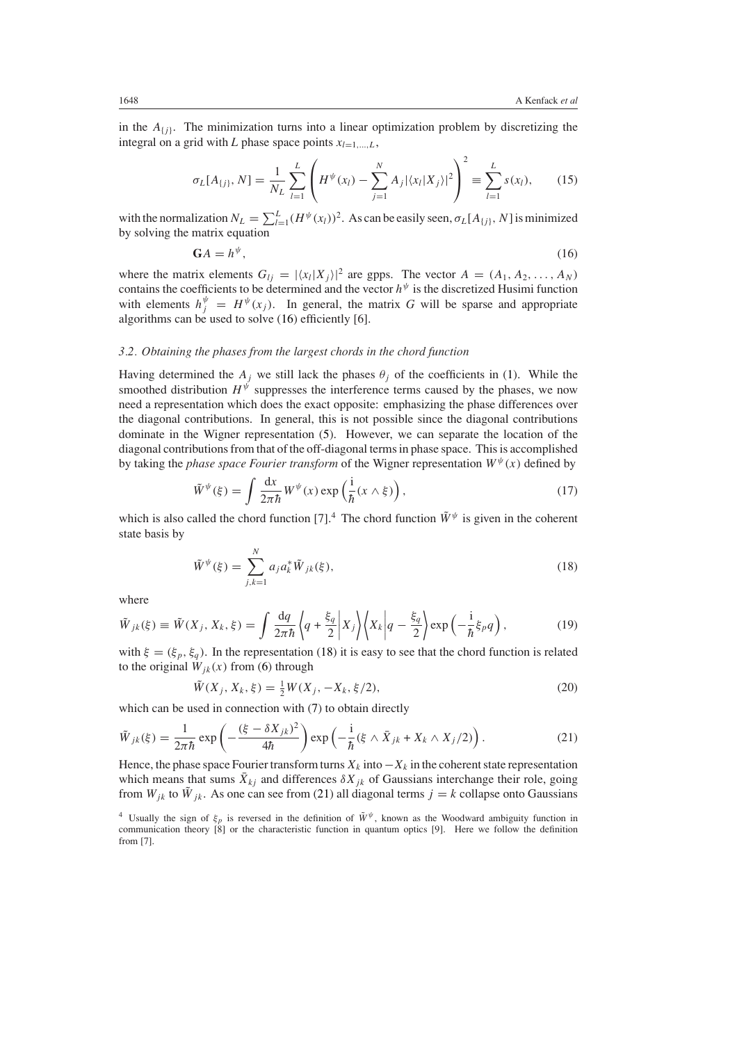in the $A_{\{j\}}$. The minimization turns into a linear optimization problem by discretizing the integral on a grid with $L$ phase space points $x_{l=1,\ldots,L}$,

$$\sigma_L[A_{\{j\}}, N] = \frac{1}{N_L} \sum_{l=1}^{L} \left( H^{\psi}(x_l) - \sum_{j=1}^{N} A_j |\langle x_l | X_j \rangle|^2 \right)^2 \equiv \sum_{l=1}^{L} s(x_l), \tag{15}$$

with the normalization $N_L = \sum_{l=1}^{L} (H^{\psi}(x_l))^2$. As can be easily seen, $\sigma_L[A_{\{j\}}, N]$ is minimized by solving the matrix equation

$$\mathbf{G}A = h^{\psi}, \tag{16}$$

where the matrix elements $G_{lj} = |\langle x_l | X_j \rangle|^2$ are gpps. The vector $A = (A_1, A_2, \ldots, A_N)$ contains the coefficients to be determined and the vector $h^{\psi}$ is the discretized Husimi function with elements $h_j^{\psi} = H^{\psi}(x_j)$. In general, the matrix $G$ will be sparse and appropriate algorithms can be used to solve (16) efficiently [6].

### 3.2. Obtaining the phases from the largest chords in the chord function

Having determined the $A_j$ we still lack the phases $\theta_j$ of the coefficients in (1). While the smoothed distribution $H^{\psi}$ suppresses the interference terms caused by the phases, we now need a representation which does the exact opposite: emphasizing the phase differences over the diagonal contributions. In general, this is not possible since the diagonal contributions dominate in the Wigner representation (5). However, we can separate the location of the diagonal contributions from that of the off-diagonal terms in phase space. This is accomplished by taking the *phase space Fourier transform* of the Wigner representation $W^{\psi}(x)$ defined by

$$\tilde{W}^{\psi}(\xi) = \int \frac{\mathrm{d}x}{2\pi\hbar} W^{\psi}(x) \exp\left(\frac{\mathrm{i}}{\hbar}(x \wedge \xi)\right), \tag{17}$$

which is also called the chord function [7].[4] The chord function $\tilde{W}^{\psi}$ is given in the coherent state basis by

$$\tilde{W}^{\psi}(\xi) = \sum_{j,k=1}^{N} a_j a_k^* \tilde{W}_{jk}(\xi), \tag{18}$$

where

$$\tilde{W}_{jk}(\xi) \equiv \tilde{W}(X_j, X_k, \xi) = \int \frac{\mathrm{d}q}{2\pi\hbar} \left\langle q + \frac{\xi_q}{2} \middle| X_j \right\rangle \left\langle X_k \middle| q - \frac{\xi_q}{2} \right\rangle \exp\left(-\frac{\mathrm{i}}{\hbar}\xi_p q\right), \tag{19}$$

with $\xi = (\xi_p, \xi_q)$. In the representation (18) it is easy to see that the chord function is related to the original $W_{jk}(x)$ from (6) through

$$\tilde{W}(X_j, X_k, \xi) = \tfrac{1}{2} W(X_j, -X_k, \xi/2), \tag{20}$$

which can be used in connection with (7) to obtain directly

$$\tilde{W}_{jk}(\xi) = \frac{1}{2\pi\hbar} \exp\left(-\frac{(\xi - \delta X_{jk})^2}{4\hbar}\right) \exp\left(-\frac{\mathrm{i}}{\hbar}(\xi \wedge \bar{X}_{jk} + X_k \wedge X_j/2)\right). \tag{21}$$

Hence, the phase space Fourier transform turns $X_k$ into $-X_k$ in the coherent state representation which means that sums $\bar{X}_{kj}$ and differences $\delta X_{jk}$ of Gaussians interchange their role, going from $W_{jk}$ to $\tilde{W}_{jk}$. As one can see from (21) all diagonal terms $j = k$ collapse onto Gaussians

[4] Usually the sign of $\xi_p$ is reversed in the definition of $\tilde{W}^{\psi}$, known as the Woodward ambiguity function in communication theory [8] or the characteristic function in quantum optics [9]. Here we follow the definition from [7].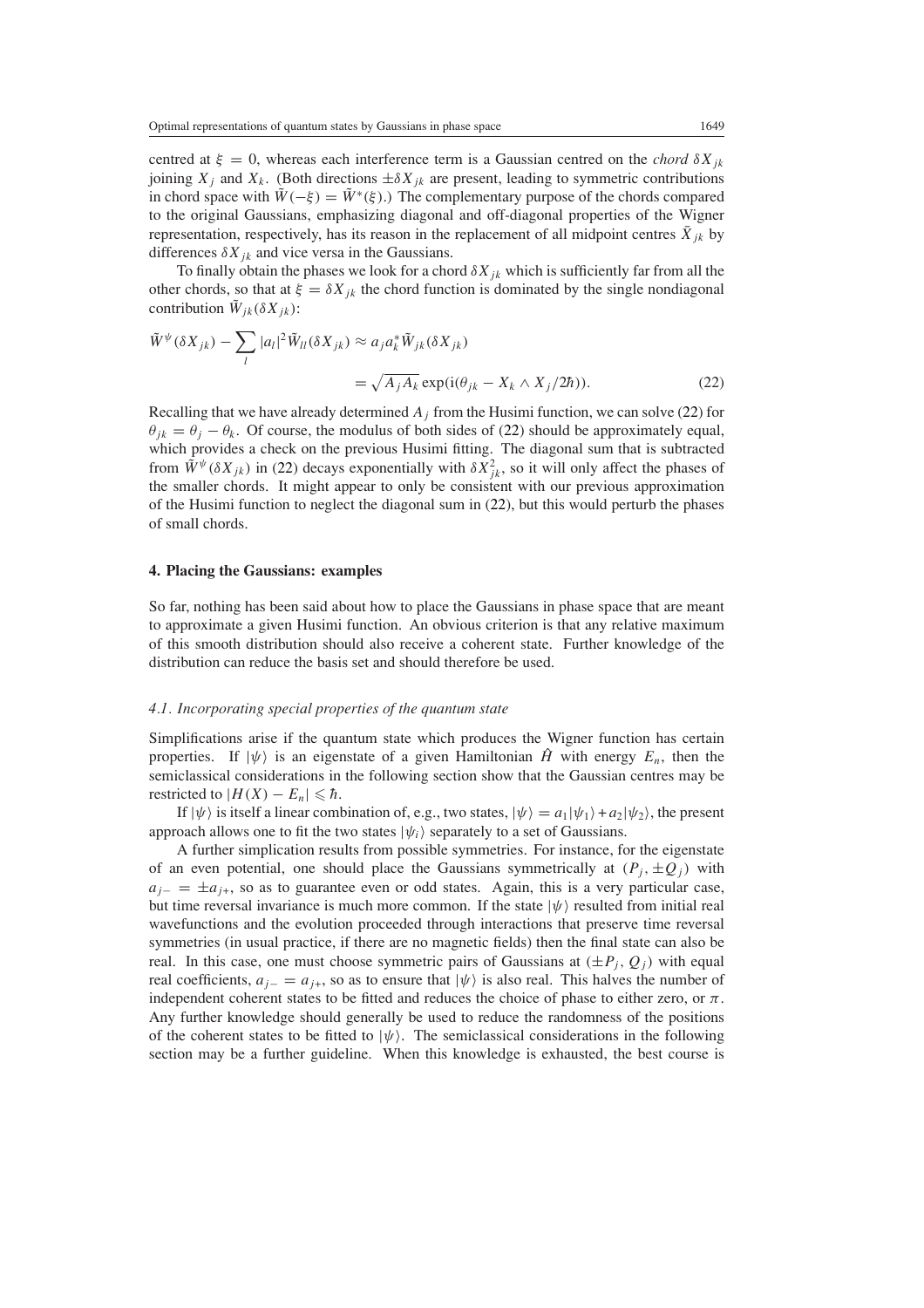centred at $\xi = 0$, whereas each interference term is a Gaussian centred on the *chord* $\delta X_{jk}$ joining $X_j$ and $X_k$. (Both directions $\pm\delta X_{jk}$ are present, leading to symmetric contributions in chord space with $\tilde{W}(-\xi) = \tilde{W}^*(\xi)$.) The complementary purpose of the chords compared to the original Gaussians, emphasizing diagonal and off-diagonal properties of the Wigner representation, respectively, has its reason in the replacement of all midpoint centres $\bar{X}_{jk}$ by differences $\delta X_{jk}$ and vice versa in the Gaussians.

To finally obtain the phases we look for a chord $\delta X_{jk}$ which is sufficiently far from all the other chords, so that at $\xi = \delta X_{jk}$ the chord function is dominated by the single nondiagonal contribution $\tilde{W}_{jk}(\delta X_{jk})$:

$$\tilde{W}^{\psi}(\delta X_{jk}) - \sum_l |a_l|^2 \tilde{W}_{ll}(\delta X_{jk}) \approx a_j a_k^* \tilde{W}_{jk}(\delta X_{jk}) = \sqrt{A_j A_k} \exp(\mathrm{i}(\theta_{jk} - X_k \wedge X_j/2\hbar)). \tag{22}$$

Recalling that we have already determined $A_j$ from the Husimi function, we can solve (22) for $\theta_{jk} = \theta_j - \theta_k$. Of course, the modulus of both sides of (22) should be approximately equal, which provides a check on the previous Husimi fitting. The diagonal sum that is subtracted from $\tilde{W}^{\psi}(\delta X_{jk})$ in (22) decays exponentially with $\delta X_{jk}^2$, so it will only affect the phases of the smaller chords. It might appear to only be consistent with our previous approximation of the Husimi function to neglect the diagonal sum in (22), but this would perturb the phases of small chords.

## 4. Placing the Gaussians: examples

So far, nothing has been said about how to place the Gaussians in phase space that are meant to approximate a given Husimi function. An obvious criterion is that any relative maximum of this smooth distribution should also receive a coherent state. Further knowledge of the distribution can reduce the basis set and should therefore be used.

### *4.1. Incorporating special properties of the quantum state*

Simplifications arise if the quantum state which produces the Wigner function has certain properties. If $|\psi\rangle$ is an eigenstate of a given Hamiltonian $\hat{H}$ with energy $E_n$, then the semiclassical considerations in the following section show that the Gaussian centres may be restricted to $|H(X) - E_n| \leqslant \hbar$.

If $|\psi\rangle$ is itself a linear combination of, e.g., two states, $|\psi\rangle = a_1|\psi_1\rangle + a_2|\psi_2\rangle$, the present approach allows one to fit the two states $|\psi_i\rangle$ separately to a set of Gaussians.

A further simplification results from possible symmetries. For instance, for the eigenstate of an even potential, one should place the Gaussians symmetrically at $(P_j, \pm Q_j)$ with $a_{j-} = \pm a_{j+}$, so as to guarantee even or odd states. Again, this is a very particular case, but time reversal invariance is much more common. If the state $|\psi\rangle$ resulted from initial real wavefunctions and the evolution proceeded through interactions that preserve time reversal symmetries (in usual practice, if there are no magnetic fields) then the final state can also be real. In this case, one must choose symmetric pairs of Gaussians at $(\pm P_j, Q_j)$ with equal real coefficients, $a_{j-} = a_{j+}$, so as to ensure that $|\psi\rangle$ is also real. This halves the number of independent coherent states to be fitted and reduces the choice of phase to either zero, or $\pi$. Any further knowledge should generally be used to reduce the randomness of the positions of the coherent states to be fitted to $|\psi\rangle$. The semiclassical considerations in the following section may be a further guideline. When this knowledge is exhausted, the best course is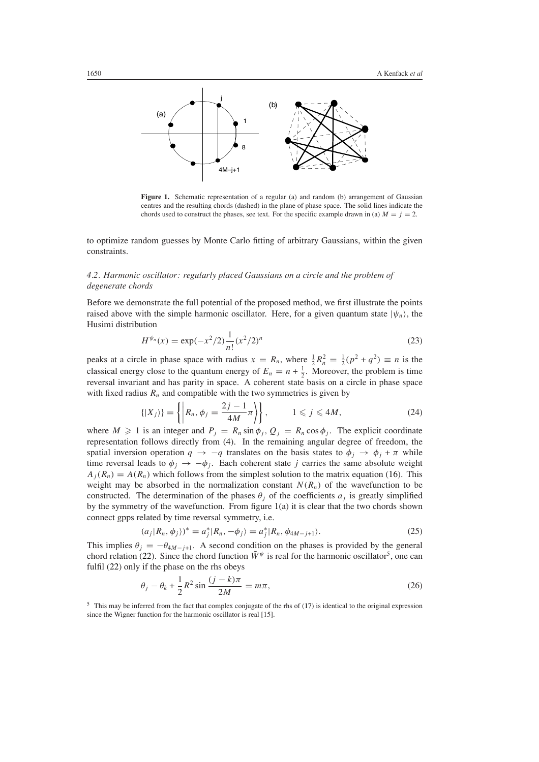**Figure 1.** Schematic representation of a regular (a) and random (b) arrangement of Gaussian centres and the resulting chords (dashed) in the plane of phase space. The solid lines indicate the chords used to construct the phases, see text. For the specific example drawn in (a) $M = j = 2$.

to optimize random guesses by Monte Carlo fitting of arbitrary Gaussians, within the given constraints.

### *4.2. Harmonic oscillator: regularly placed Gaussians on a circle and the problem of degenerate chords*

Before we demonstrate the full potential of the proposed method, we first illustrate the points raised above with the simple harmonic oscillator. Here, for a given quantum state $|\psi_n\rangle$, the Husimi distribution

$$H^{\psi_n}(x) = \exp(-x^2/2)\frac{1}{n!}(x^2/2)^n \tag{23}$$

peaks at a circle in phase space with radius $x = R_n$, where $\frac{1}{2}R_n^2 = \frac{1}{2}(p^2 + q^2) \equiv n$ is the classical energy close to the quantum energy of $E_n = n + \frac{1}{2}$. Moreover, the problem is time reversal invariant and has parity in space. A coherent state basis on a circle in phase space with fixed radius $R_n$ and compatible with the two symmetries is given by

$$\{|X_j\rangle\} = \left\{\left|R_n, \phi_j = \frac{2j-1}{4M}\pi\right\rangle\right\}, \qquad 1 \leqslant j \leqslant 4M, \tag{24}$$

where $M \geqslant 1$ is an integer and $P_j = R_n \sin\phi_j$, $Q_j = R_n \cos\phi_j$. The explicit coordinate representation follows directly from (4). In the remaining angular degree of freedom, the spatial inversion operation $q \to -q$ translates on the basis states to $\phi_j \to \phi_j + \pi$ while time reversal leads to $\phi_j \to -\phi_j$. Each coherent state $j$ carries the same absolute weight $A_j(R_n) = A(R_n)$ which follows from the simplest solution to the matrix equation (16). This weight may be absorbed in the normalization constant $N(R_n)$ of the wavefunction to be constructed. The determination of the phases $\theta_j$ of the coefficients $a_j$ is greatly simplified by the symmetry of the wavefunction. From figure 1(a) it is clear that the two chords shown connect gpps related by time reversal symmetry, i.e.

$$(a_j|R_n, \phi_j\rangle)^* = a_j^*|R_n, -\phi_j\rangle = a_j^*|R_n, \phi_{4M-j+1}\rangle. \tag{25}$$

This implies $\theta_j = -\theta_{4M-j+1}$. A second condition on the phases is provided by the general chord relation (22). Since the chord function $\tilde{W}^\psi$ is real for the harmonic oscillator[5], one can fulfil (22) only if the phase on the rhs obeys

$$\theta_j - \theta_k + \frac{1}{2}R^2 \sin\frac{(j-k)\pi}{2M} = m\pi, \tag{26}$$

[5] This may be inferred from the fact that complex conjugate of the rhs of (17) is identical to the original expression since the Wigner function for the harmonic oscillator is real [15].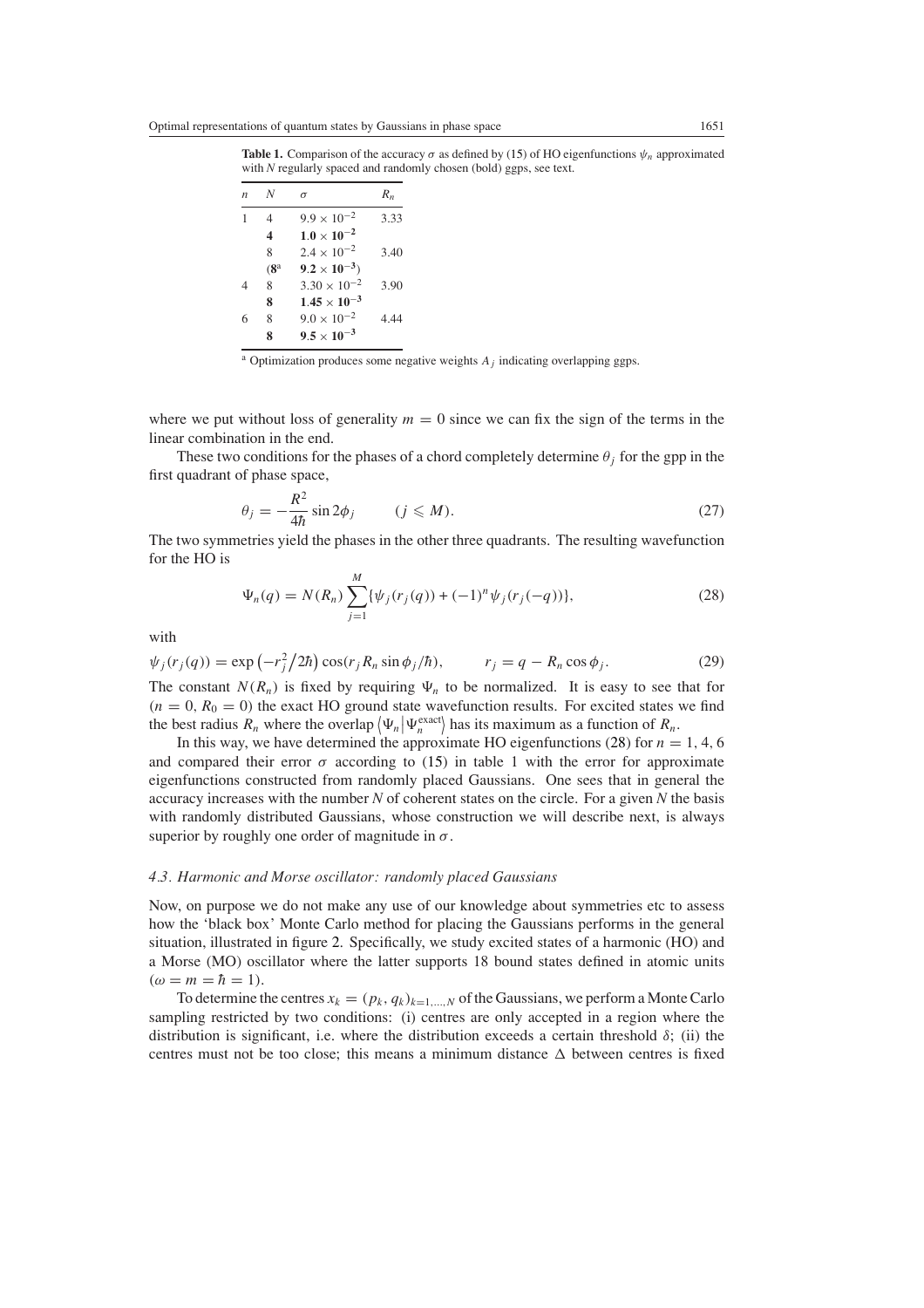**Table 1.** Comparison of the accuracy $\sigma$ as defined by (15) of HO eigenfunctions $\psi_n$ approximated with $N$ regularly spaced and randomly chosen (bold) ggps, see text.

| $n$ | $N$ | $\sigma$ | $R_n$ |
|---|---|---|---|
| 1 | 4 | $9.9 \times 10^{-2}$ | 3.33 |
| | **4** | $\mathbf{1.0 \times 10^{-2}}$ | |
| | 8 | $2.4 \times 10^{-2}$ | 3.40 |
| | (**8**[a] | $\mathbf{9.2 \times 10^{-3}}$) | |
| 4 | 8 | $3.30 \times 10^{-2}$ | 3.90 |
| | **8** | $\mathbf{1.45 \times 10^{-3}}$ | |
| 6 | 8 | $9.0 \times 10^{-2}$ | 4.44 |
| | **8** | $\mathbf{9.5 \times 10^{-3}}$ | |

[a] Optimization produces some negative weights $A_j$ indicating overlapping ggps.

where we put without loss of generality $m = 0$ since we can fix the sign of the terms in the linear combination in the end.

These two conditions for the phases of a chord completely determine $\theta_j$ for the gpp in the first quadrant of phase space,

$$\theta_j = -\frac{R^2}{4\hbar}\sin 2\phi_j \qquad (j \leqslant M). \tag{27}$$

The two symmetries yield the phases in the other three quadrants. The resulting wavefunction for the HO is

$$\Psi_n(q) = N(R_n)\sum_{j=1}^{M}\{\psi_j(r_j(q)) + (-1)^n\psi_j(r_j(-q))\}, \tag{28}$$

with

$$\psi_j(r_j(q)) = \exp\left(-r_j^2/2\hbar\right)\cos(r_j R_n \sin\phi_j/\hbar), \qquad r_j = q - R_n\cos\phi_j. \tag{29}$$

The constant $N(R_n)$ is fixed by requiring $\Psi_n$ to be normalized. It is easy to see that for $(n = 0, R_0 = 0)$ the exact HO ground state wavefunction results. For excited states we find the best radius $R_n$ where the overlap $\langle\Psi_n|\Psi_n^{\text{exact}}\rangle$ has its maximum as a function of $R_n$.

In this way, we have determined the approximate HO eigenfunctions (28) for $n = 1, 4, 6$ and compared their error $\sigma$ according to (15) in table 1 with the error for approximate eigenfunctions constructed from randomly placed Gaussians. One sees that in general the accuracy increases with the number $N$ of coherent states on the circle. For a given $N$ the basis with randomly distributed Gaussians, whose construction we will describe next, is always superior by roughly one order of magnitude in $\sigma$.

### *4.3. Harmonic and Morse oscillator: randomly placed Gaussians*

Now, on purpose we do not make any use of our knowledge about symmetries etc to assess how the 'black box' Monte Carlo method for placing the Gaussians performs in the general situation, illustrated in figure 2. Specifically, we study excited states of a harmonic (HO) and a Morse (MO) oscillator where the latter supports 18 bound states defined in atomic units $(\omega = m = \hbar = 1)$.

To determine the centres $x_k = (p_k, q_k)_{k=1,\ldots,N}$ of the Gaussians, we perform a Monte Carlo sampling restricted by two conditions: (i) centres are only accepted in a region where the distribution is significant, i.e. where the distribution exceeds a certain threshold $\delta$; (ii) the centres must not be too close; this means a minimum distance $\Delta$ between centres is fixed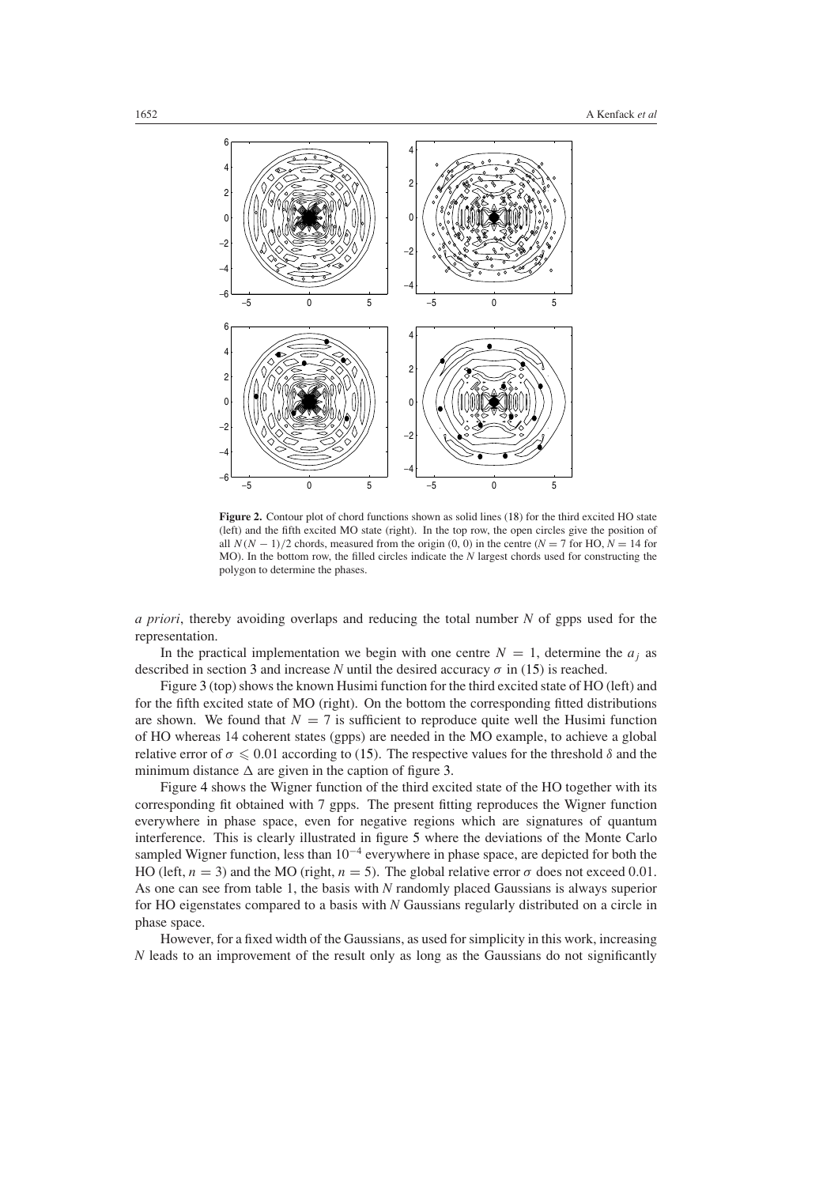**Figure 2.** Contour plot of chord functions shown as solid lines (18) for the third excited HO state (left) and the fifth excited MO state (right). In the top row, the open circles give the position of all $N(N-1)/2$ chords, measured from the origin (0, 0) in the centre ($N = 7$ for HO, $N = 14$ for MO). In the bottom row, the filled circles indicate the $N$ largest chords used for constructing the polygon to determine the phases.

*a priori*, thereby avoiding overlaps and reducing the total number $N$ of gpps used for the representation.

In the practical implementation we begin with one centre $N = 1$, determine the $a_j$ as described in section 3 and increase $N$ until the desired accuracy $\sigma$ in (15) is reached.

Figure 3 (top) shows the known Husimi function for the third excited state of HO (left) and for the fifth excited state of MO (right). On the bottom the corresponding fitted distributions are shown. We found that $N = 7$ is sufficient to reproduce quite well the Husimi function of HO whereas 14 coherent states (gpps) are needed in the MO example, to achieve a global relative error of $\sigma \leqslant 0.01$ according to (15). The respective values for the threshold $\delta$ and the minimum distance $\Delta$ are given in the caption of figure 3.

Figure 4 shows the Wigner function of the third excited state of the HO together with its corresponding fit obtained with 7 gpps. The present fitting reproduces the Wigner function everywhere in phase space, even for negative regions which are signatures of quantum interference. This is clearly illustrated in figure 5 where the deviations of the Monte Carlo sampled Wigner function, less than $10^{-4}$ everywhere in phase space, are depicted for both the HO (left, $n = 3$) and the MO (right, $n = 5$). The global relative error $\sigma$ does not exceed 0.01. As one can see from table 1, the basis with $N$ randomly placed Gaussians is always superior for HO eigenstates compared to a basis with $N$ Gaussians regularly distributed on a circle in phase space.

However, for a fixed width of the Gaussians, as used for simplicity in this work, increasing $N$ leads to an improvement of the result only as long as the Gaussians do not significantly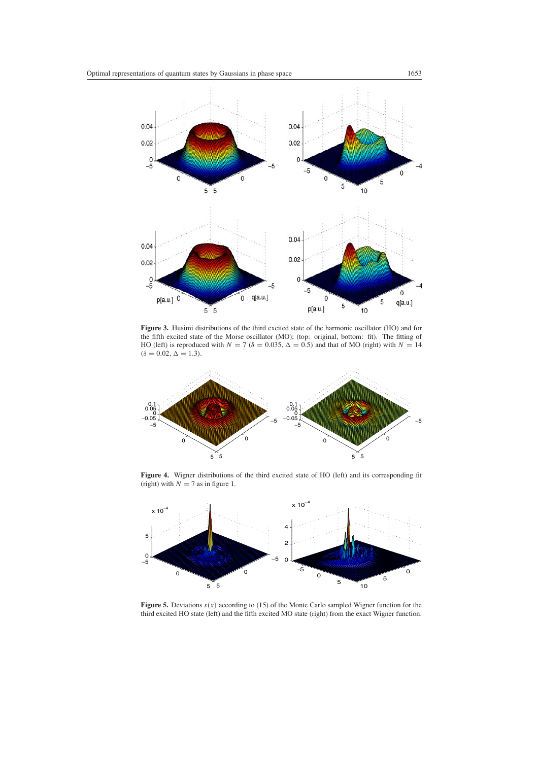**Figure 3.** Husimi distributions of the third excited state of the harmonic oscillator (HO) and for the fifth excited state of the Morse oscillator (MO); (top: original, bottom: fit). The fitting of HO (left) is reproduced with $N = 7$ ($\delta = 0.035$, $\Delta = 0.5$) and that of MO (right) with $N = 14$ ($\delta = 0.02$, $\Delta = 1.3$).

**Figure 4.** Wigner distributions of the third excited state of HO (left) and its corresponding fit (right) with $N = 7$ as in figure 1.

**Figure 5.** Deviations $s(x)$ according to (15) of the Monte Carlo sampled Wigner function for the third excited HO state (left) and the fifth excited MO state (right) from the exact Wigner function.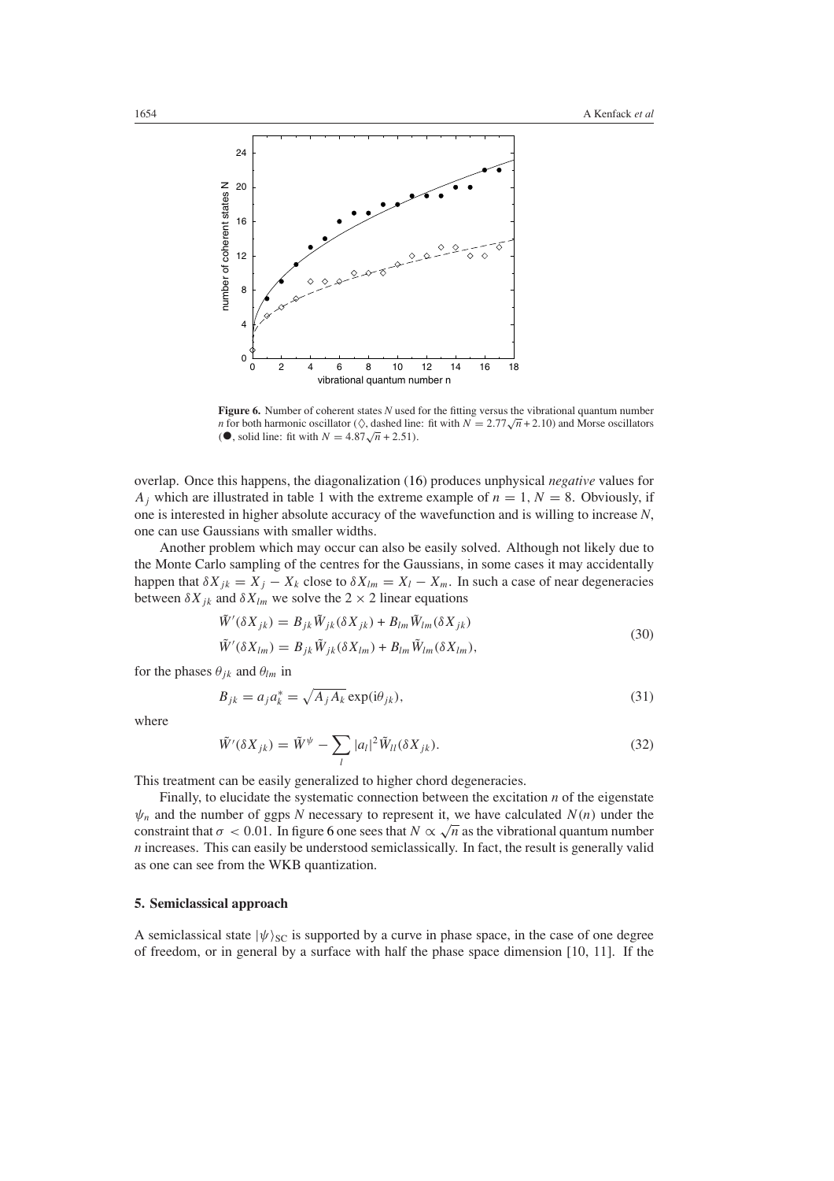**Figure 6.** Number of coherent states $N$ used for the fitting versus the vibrational quantum number $n$ for both harmonic oscillator (◇, dashed line: fit with $N = 2.77\sqrt{n} + 2.10$) and Morse oscillators (●, solid line: fit with $N = 4.87\sqrt{n} + 2.51$).

overlap. Once this happens, the diagonalization (16) produces unphysical *negative* values for $A_j$ which are illustrated in table 1 with the extreme example of $n = 1$, $N = 8$. Obviously, if one is interested in higher absolute accuracy of the wavefunction and is willing to increase $N$, one can use Gaussians with smaller widths.

Another problem which may occur can also be easily solved. Although not likely due to the Monte Carlo sampling of the centres for the Gaussians, in some cases it may accidentally happen that $\delta X_{jk} = X_j - X_k$ close to $\delta X_{lm} = X_l - X_m$. In such a case of near degeneracies between $\delta X_{jk}$ and $\delta X_{lm}$ we solve the $2 \times 2$ linear equations

$$
\begin{aligned}
\tilde{W}'(\delta X_{jk}) &= B_{jk}\tilde{W}_{jk}(\delta X_{jk}) + B_{lm}\tilde{W}_{lm}(\delta X_{jk}) \\
\tilde{W}'(\delta X_{lm}) &= B_{jk}\tilde{W}_{jk}(\delta X_{lm}) + B_{lm}\tilde{W}_{lm}(\delta X_{lm}),
\end{aligned}
\tag{30}
$$

for the phases $\theta_{jk}$ and $\theta_{lm}$ in

$$
B_{jk} = a_j a_k^* = \sqrt{A_j A_k}\exp(\mathrm{i}\theta_{jk}),
\tag{31}
$$

where

$$
\tilde{W}'(\delta X_{jk}) = \tilde{W}^{\psi} - \sum_l |a_l|^2 \tilde{W}_{ll}(\delta X_{jk}).
\tag{32}
$$

This treatment can be easily generalized to higher chord degeneracies.

Finally, to elucidate the systematic connection between the excitation $n$ of the eigenstate $\psi_n$ and the number of ggps $N$ necessary to represent it, we have calculated $N(n)$ under the constraint that $\sigma < 0.01$. In figure 6 one sees that $N \propto \sqrt{n}$ as the vibrational quantum number $n$ increases. This can easily be understood semiclassically. In fact, the result is generally valid as one can see from the WKB quantization.

## 5. Semiclassical approach

A semiclassical state $|\psi\rangle_{\mathrm{SC}}$ is supported by a curve in phase space, in the case of one degree of freedom, or in general by a surface with half the phase space dimension [10, 11]. If the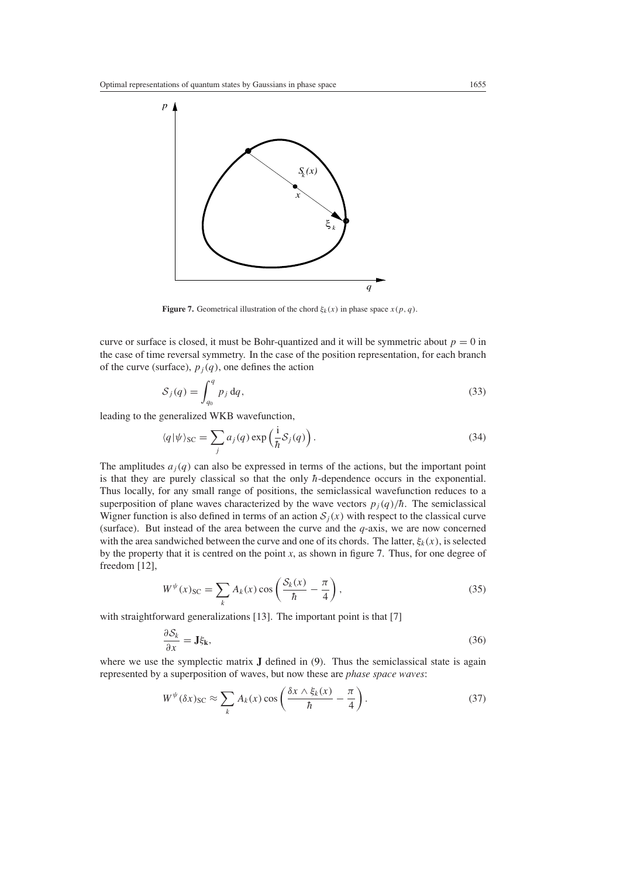**Figure 7.** Geometrical illustration of the chord $\xi_k(x)$ in phase space $x(p, q)$.

curve or surface is closed, it must be Bohr-quantized and it will be symmetric about $p = 0$ in the case of time reversal symmetry. In the case of the position representation, for each branch of the curve (surface), $p_j(q)$, one defines the action

$$\mathcal{S}_j(q) = \int_{q_0}^{q} p_j \, \mathrm{d}q, \tag{33}$$

leading to the generalized WKB wavefunction,

$$\langle q|\psi\rangle_{\mathrm{SC}} = \sum_j a_j(q) \exp\left(\frac{\mathrm{i}}{\hbar}\mathcal{S}_j(q)\right). \tag{34}$$

The amplitudes $a_j(q)$ can also be expressed in terms of the actions, but the important point is that they are purely classical so that the only $\hbar$-dependence occurs in the exponential. Thus locally, for any small range of positions, the semiclassical wavefunction reduces to a superposition of plane waves characterized by the wave vectors $p_j(q)/\hbar$. The semiclassical Wigner function is also defined in terms of an action $\mathcal{S}_j(x)$ with respect to the classical curve (surface). But instead of the area between the curve and the $q$-axis, we are now concerned with the area sandwiched between the curve and one of its chords. The latter, $\xi_k(x)$, is selected by the property that it is centred on the point $x$, as shown in figure 7. Thus, for one degree of freedom [12],

$$W^{\psi}(x)_{\mathrm{SC}} = \sum_k A_k(x) \cos\left(\frac{\mathcal{S}_k(x)}{\hbar} - \frac{\pi}{4}\right), \tag{35}$$

with straightforward generalizations [13]. The important point is that [7]

$$\frac{\partial \mathcal{S}_k}{\partial x} = \mathbf{J}\xi_{\mathbf{k}}, \tag{36}$$

where we use the symplectic matrix $\mathbf{J}$ defined in (9). Thus the semiclassical state is again represented by a superposition of waves, but now these are *phase space waves*:

$$W^{\psi}(\delta x)_{\mathrm{SC}} \approx \sum_k A_k(x) \cos\left(\frac{\delta x \wedge \xi_k(x)}{\hbar} - \frac{\pi}{4}\right). \tag{37}$$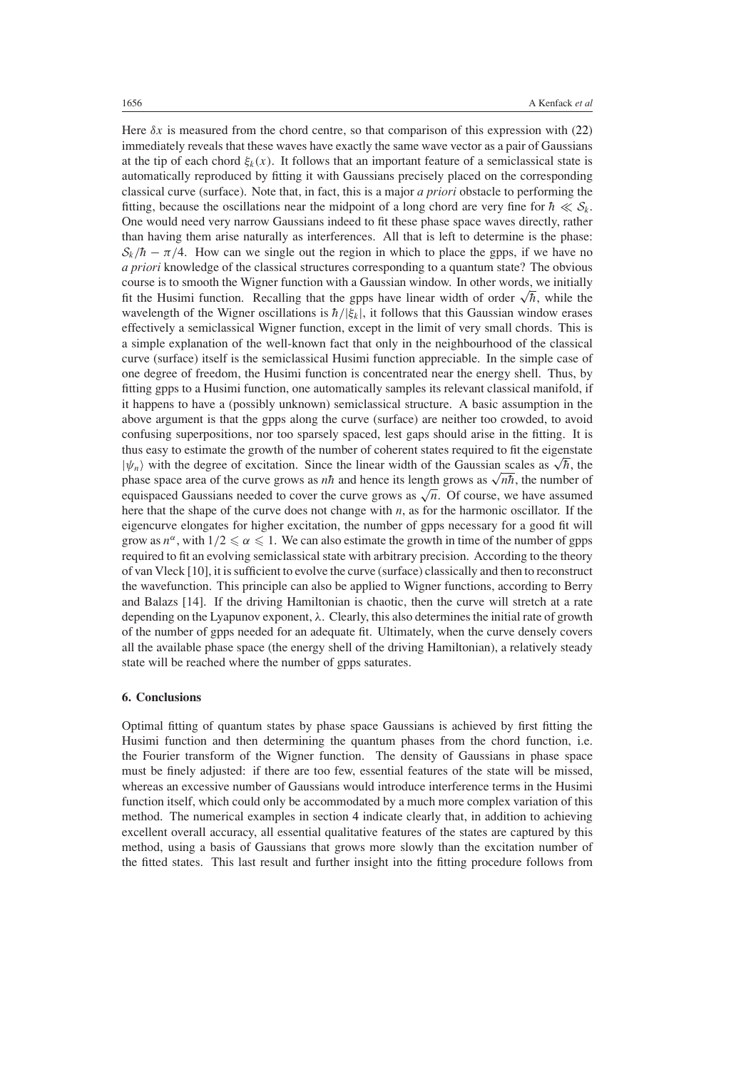Here $\delta x$ is measured from the chord centre, so that comparison of this expression with (22) immediately reveals that these waves have exactly the same wave vector as a pair of Gaussians at the tip of each chord $\xi_k(x)$. It follows that an important feature of a semiclassical state is automatically reproduced by fitting it with Gaussians precisely placed on the corresponding classical curve (surface). Note that, in fact, this is a major *a priori* obstacle to performing the fitting, because the oscillations near the midpoint of a long chord are very fine for $\hbar \ll \mathcal{S}_k$. One would need very narrow Gaussians indeed to fit these phase space waves directly, rather than having them arise naturally as interferences. All that is left to determine is the phase: $\mathcal{S}_k/\hbar - \pi/4$. How can we single out the region in which to place the gpps, if we have no *a priori* knowledge of the classical structures corresponding to a quantum state? The obvious course is to smooth the Wigner function with a Gaussian window. In other words, we initially fit the Husimi function. Recalling that the gpps have linear width of order $\sqrt{\hbar}$, while the wavelength of the Wigner oscillations is $\hbar/|\xi_k|$, it follows that this Gaussian window erases effectively a semiclassical Wigner function, except in the limit of very small chords. This is a simple explanation of the well-known fact that only in the neighbourhood of the classical curve (surface) itself is the semiclassical Husimi function appreciable. In the simple case of one degree of freedom, the Husimi function is concentrated near the energy shell. Thus, by fitting gpps to a Husimi function, one automatically samples its relevant classical manifold, if it happens to have a (possibly unknown) semiclassical structure. A basic assumption in the above argument is that the gpps along the curve (surface) are neither too crowded, to avoid confusing superpositions, nor too sparsely spaced, lest gaps should arise in the fitting. It is thus easy to estimate the growth of the number of coherent states required to fit the eigenstate $|\psi_n\rangle$ with the degree of excitation. Since the linear width of the Gaussian scales as $\sqrt{\hbar}$, the phase space area of the curve grows as $n\hbar$ and hence its length grows as $\sqrt{n\hbar}$, the number of equispaced Gaussians needed to cover the curve grows as $\sqrt{n}$. Of course, we have assumed here that the shape of the curve does not change with $n$, as for the harmonic oscillator. If the eigencurve elongates for higher excitation, the number of gpps necessary for a good fit will grow as $n^\alpha$, with $1/2 \leqslant \alpha \leqslant 1$. We can also estimate the growth in time of the number of gpps required to fit an evolving semiclassical state with arbitrary precision. According to the theory of van Vleck [10], it is sufficient to evolve the curve (surface) classically and then to reconstruct the wavefunction. This principle can also be applied to Wigner functions, according to Berry and Balazs [14]. If the driving Hamiltonian is chaotic, then the curve will stretch at a rate depending on the Lyapunov exponent, $\lambda$. Clearly, this also determines the initial rate of growth of the number of gpps needed for an adequate fit. Ultimately, when the curve densely covers all the available phase space (the energy shell of the driving Hamiltonian), a relatively steady state will be reached where the number of gpps saturates.

## 6. Conclusions

Optimal fitting of quantum states by phase space Gaussians is achieved by first fitting the Husimi function and then determining the quantum phases from the chord function, i.e. the Fourier transform of the Wigner function. The density of Gaussians in phase space must be finely adjusted: if there are too few, essential features of the state will be missed, whereas an excessive number of Gaussians would introduce interference terms in the Husimi function itself, which could only be accommodated by a much more complex variation of this method. The numerical examples in section 4 indicate clearly that, in addition to achieving excellent overall accuracy, all essential qualitative features of the states are captured by this method, using a basis of Gaussians that grows more slowly than the excitation number of the fitted states. This last result and further insight into the fitting procedure follows from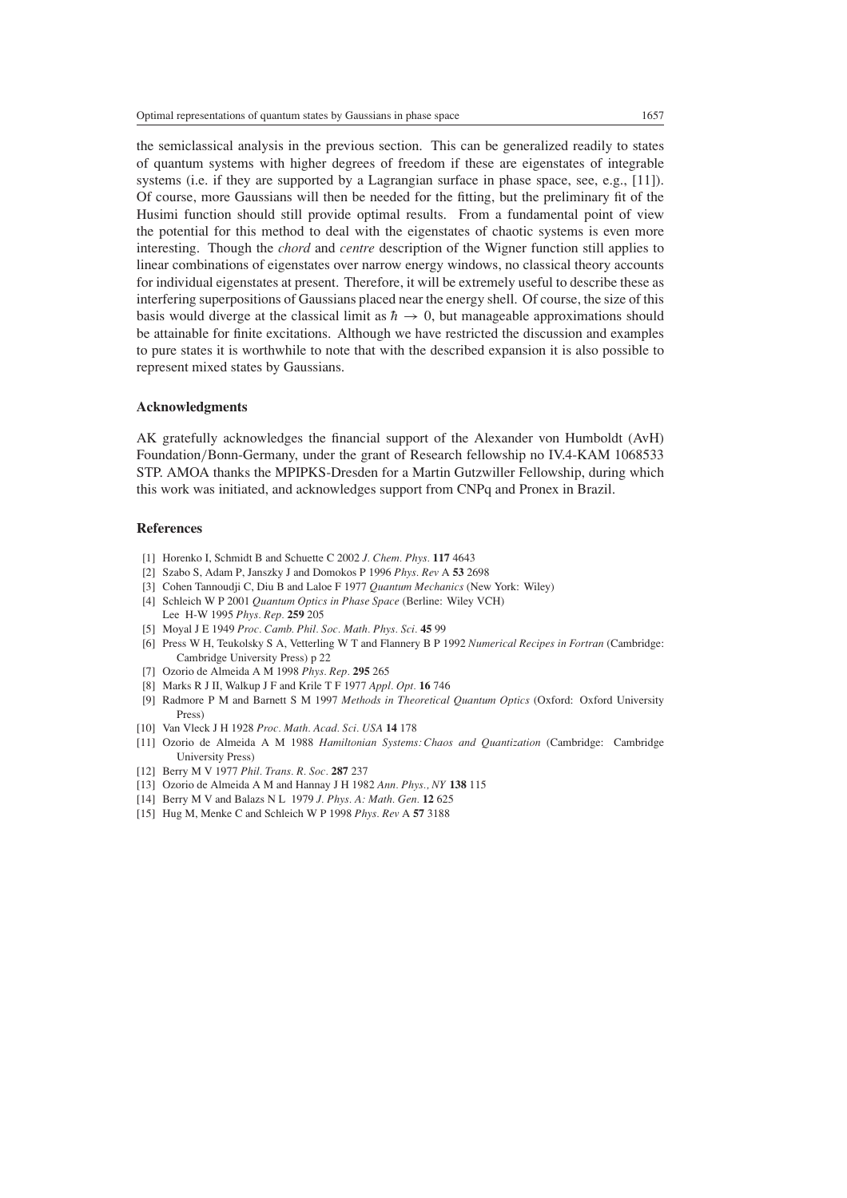the semiclassical analysis in the previous section. This can be generalized readily to states of quantum systems with higher degrees of freedom if these are eigenstates of integrable systems (i.e. if they are supported by a Lagrangian surface in phase space, see, e.g., [11]). Of course, more Gaussians will then be needed for the fitting, but the preliminary fit of the Husimi function should still provide optimal results. From a fundamental point of view the potential for this method to deal with the eigenstates of chaotic systems is even more interesting. Though the *chord* and *centre* description of the Wigner function still applies to linear combinations of eigenstates over narrow energy windows, no classical theory accounts for individual eigenstates at present. Therefore, it will be extremely useful to describe these as interfering superpositions of Gaussians placed near the energy shell. Of course, the size of this basis would diverge at the classical limit as $\hbar \rightarrow 0$, but manageable approximations should be attainable for finite excitations. Although we have restricted the discussion and examples to pure states it is worthwhile to note that with the described expansion it is also possible to represent mixed states by Gaussians.

## Acknowledgments

AK gratefully acknowledges the financial support of the Alexander von Humboldt (AvH) Foundation/Bonn-Germany, under the grant of Research fellowship no IV.4-KAM 1068533 STP. AMOA thanks the MPIPKS-Dresden for a Martin Gutzwiller Fellowship, during which this work was initiated, and acknowledges support from CNPq and Pronex in Brazil.

## References

[1] Horenko I, Schmidt B and Schuette C 2002 *J. Chem. Phys.* **117** 4643
[2] Szabo S, Adam P, Janszky J and Domokos P 1996 *Phys. Rev* A **53** 2698
[3] Cohen Tannoudji C, Diu B and Laloe F 1977 *Quantum Mechanics* (New York: Wiley)
[4] Schleich W P 2001 *Quantum Optics in Phase Space* (Berline: Wiley VCH)
Lee H-W 1995 *Phys. Rep.* **259** 205
[5] Moyal J E 1949 *Proc. Camb. Phil. Soc. Math. Phys. Sci.* **45** 99
[6] Press W H, Teukolsky S A, Vetterling W T and Flannery B P 1992 *Numerical Recipes in Fortran* (Cambridge: Cambridge University Press) p 22
[7] Ozorio de Almeida A M 1998 *Phys. Rep.* **295** 265
[8] Marks R J II, Walkup J F and Krile T F 1977 *Appl. Opt.* **16** 746
[9] Radmore P M and Barnett S M 1997 *Methods in Theoretical Quantum Optics* (Oxford: Oxford University Press)
[10] Van Vleck J H 1928 *Proc. Math. Acad. Sci. USA* **14** 178
[11] Ozorio de Almeida A M 1988 *Hamiltonian Systems: Chaos and Quantization* (Cambridge: Cambridge University Press)
[12] Berry M V 1977 *Phil. Trans. R. Soc.* **287** 237
[13] Ozorio de Almeida A M and Hannay J H 1982 *Ann. Phys., NY* **138** 115
[14] Berry M V and Balazs N L 1979 *J. Phys. A: Math. Gen.* **12** 625
[15] Hug M, Menke C and Schleich W P 1998 *Phys. Rev* A **57** 3188